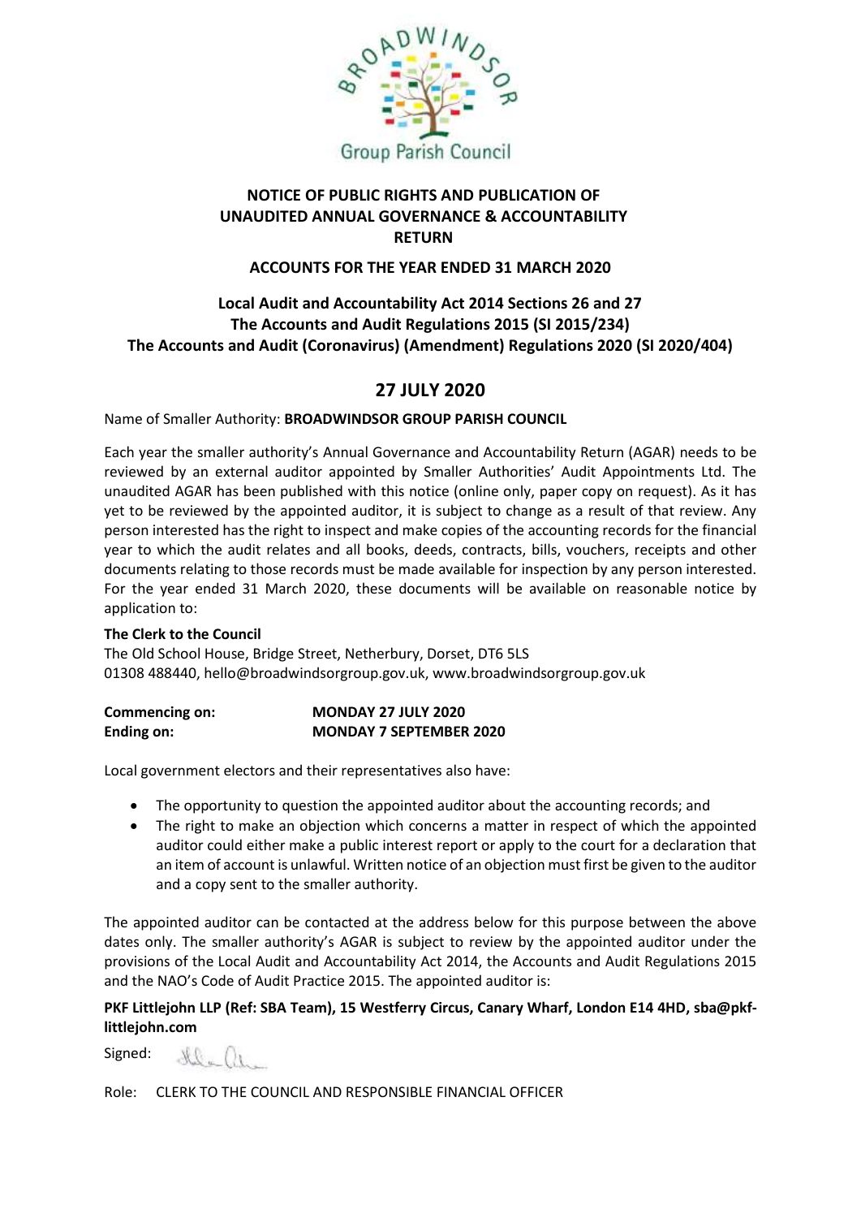# NOTICE OF PUBLIC RIGHTS AND PUBLICATION OF UNAUDITED ANNUAL GOVERNANCE & ACCOUNTABILITY RETURN

## ACCOUNTS FOR THE YEAR ENDED 31 MARCH 2020

### Local Audit and Accountability Act 2014 Sections 26 and 27
### The Accounts and Audit Regulations 2015 (SI 2015/234)
### The Accounts and Audit (Coronavirus) (Amendment) Regulations 2020 (SI 2020/404)

## 27 JULY 2020

Name of Smaller Authority: **BROADWINDSOR GROUP PARISH COUNCIL**

Each year the smaller authority's Annual Governance and Accountability Return (AGAR) needs to be reviewed by an external auditor appointed by Smaller Authorities' Audit Appointments Ltd. The unaudited AGAR has been published with this notice (online only, paper copy on request). As it has yet to be reviewed by the appointed auditor, it is subject to change as a result of that review. Any person interested has the right to inspect and make copies of the accounting records for the financial year to which the audit relates and all books, deeds, contracts, bills, vouchers, receipts and other documents relating to those records must be made available for inspection by any person interested. For the year ended 31 March 2020, these documents will be available on reasonable notice by application to:

**The Clerk to the Council**
The Old School House, Bridge Street, Netherbury, Dorset, DT6 5LS
01308 488440, hello@broadwindsorgroup.gov.uk, www.broadwindsorgroup.gov.uk

| | |
|---|---|
| **Commencing on:** | **MONDAY 27 JULY 2020** |
| **Ending on:** | **MONDAY 7 SEPTEMBER 2020** |

Local government electors and their representatives also have:

- The opportunity to question the appointed auditor about the accounting records; and
- The right to make an objection which concerns a matter in respect of which the appointed auditor could either make a public interest report or apply to the court for a declaration that an item of account is unlawful. Written notice of an objection must first be given to the auditor and a copy sent to the smaller authority.

The appointed auditor can be contacted at the address below for this purpose between the above dates only. The smaller authority's AGAR is subject to review by the appointed auditor under the provisions of the Local Audit and Accountability Act 2014, the Accounts and Audit Regulations 2015 and the NAO's Code of Audit Practice 2015. The appointed auditor is:

**PKF Littlejohn LLP (Ref: SBA Team), 15 Westferry Circus, Canary Wharf, London E14 4HD, sba@pkf-littlejohn.com**

Signed:

Role: CLERK TO THE COUNCIL AND RESPONSIBLE FINANCIAL OFFICER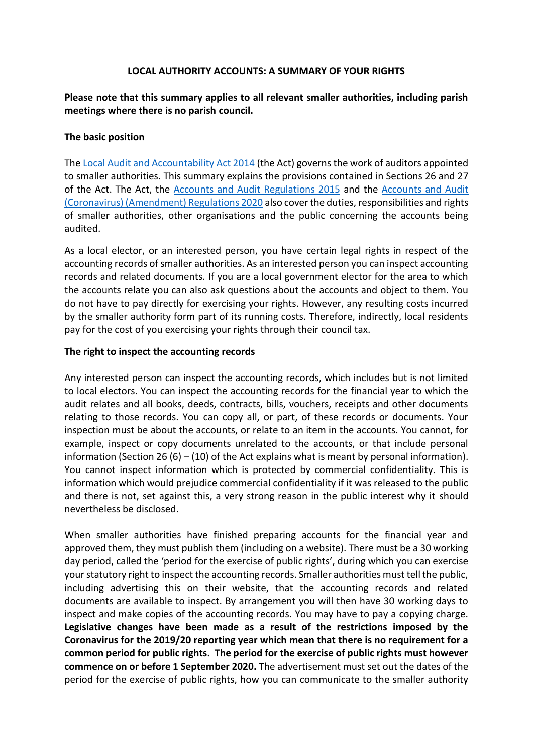**LOCAL AUTHORITY ACCOUNTS: A SUMMARY OF YOUR RIGHTS**

**Please note that this summary applies to all relevant smaller authorities, including parish meetings where there is no parish council.**

**The basic position**

The Local Audit and Accountability Act 2014 (the Act) governs the work of auditors appointed to smaller authorities. This summary explains the provisions contained in Sections 26 and 27 of the Act. The Act, the Accounts and Audit Regulations 2015 and the Accounts and Audit (Coronavirus) (Amendment) Regulations 2020 also cover the duties, responsibilities and rights of smaller authorities, other organisations and the public concerning the accounts being audited.

As a local elector, or an interested person, you have certain legal rights in respect of the accounting records of smaller authorities. As an interested person you can inspect accounting records and related documents. If you are a local government elector for the area to which the accounts relate you can also ask questions about the accounts and object to them. You do not have to pay directly for exercising your rights. However, any resulting costs incurred by the smaller authority form part of its running costs. Therefore, indirectly, local residents pay for the cost of you exercising your rights through their council tax.

**The right to inspect the accounting records**

Any interested person can inspect the accounting records, which includes but is not limited to local electors. You can inspect the accounting records for the financial year to which the audit relates and all books, deeds, contracts, bills, vouchers, receipts and other documents relating to those records. You can copy all, or part, of these records or documents. Your inspection must be about the accounts, or relate to an item in the accounts. You cannot, for example, inspect or copy documents unrelated to the accounts, or that include personal information (Section 26 (6) – (10) of the Act explains what is meant by personal information). You cannot inspect information which is protected by commercial confidentiality. This is information which would prejudice commercial confidentiality if it was released to the public and there is not, set against this, a very strong reason in the public interest why it should nevertheless be disclosed.

When smaller authorities have finished preparing accounts for the financial year and approved them, they must publish them (including on a website). There must be a 30 working day period, called the 'period for the exercise of public rights', during which you can exercise your statutory right to inspect the accounting records. Smaller authorities must tell the public, including advertising this on their website, that the accounting records and related documents are available to inspect. By arrangement you will then have 30 working days to inspect and make copies of the accounting records. You may have to pay a copying charge. **Legislative changes have been made as a result of the restrictions imposed by the Coronavirus for the 2019/20 reporting year which mean that there is no requirement for a common period for public rights. The period for the exercise of public rights must however commence on or before 1 September 2020.** The advertisement must set out the dates of the period for the exercise of public rights, how you can communicate to the smaller authority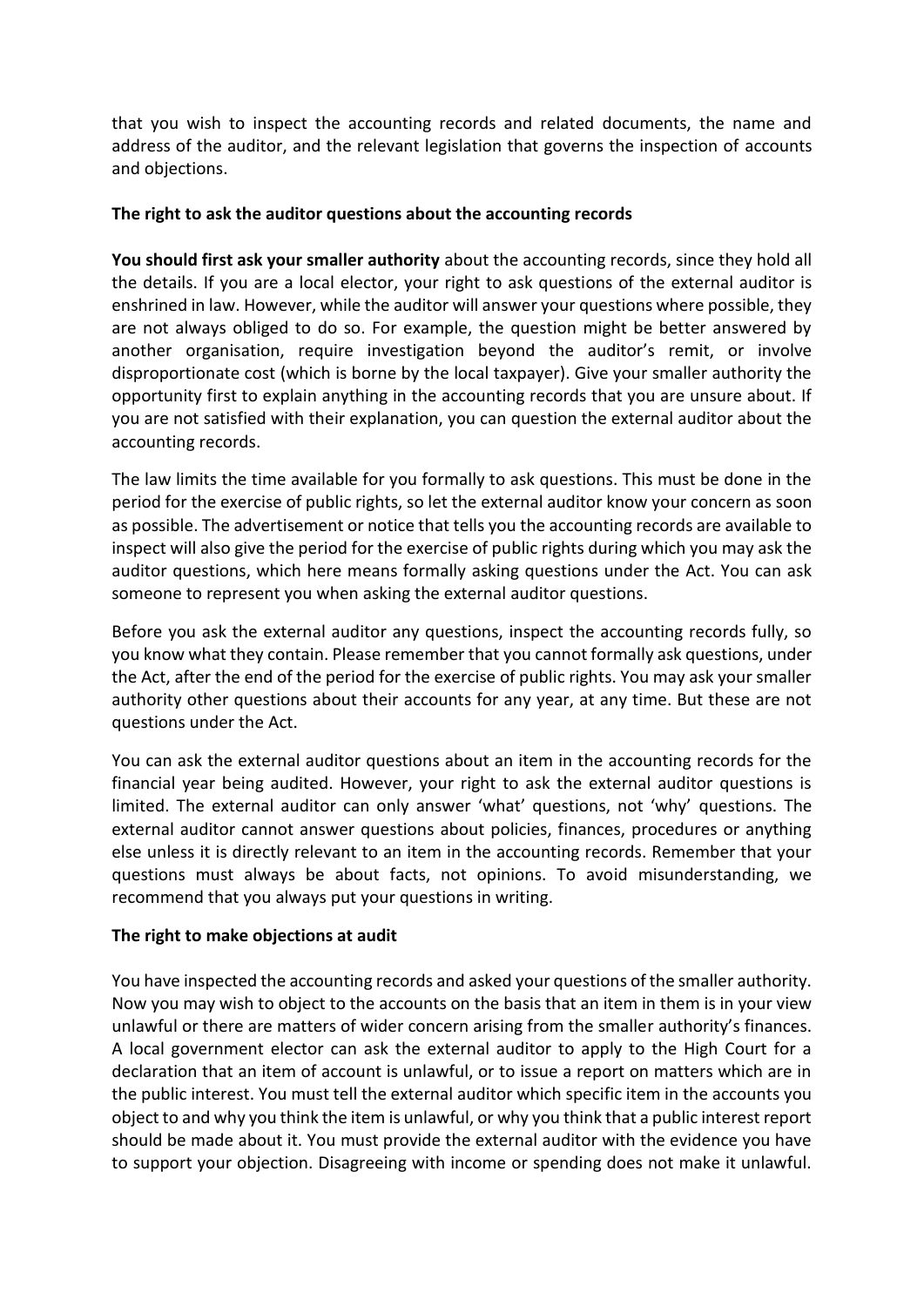that you wish to inspect the accounting records and related documents, the name and address of the auditor, and the relevant legislation that governs the inspection of accounts and objections.

**The right to ask the auditor questions about the accounting records**

**You should first ask your smaller authority** about the accounting records, since they hold all the details. If you are a local elector, your right to ask questions of the external auditor is enshrined in law. However, while the auditor will answer your questions where possible, they are not always obliged to do so. For example, the question might be better answered by another organisation, require investigation beyond the auditor's remit, or involve disproportionate cost (which is borne by the local taxpayer). Give your smaller authority the opportunity first to explain anything in the accounting records that you are unsure about. If you are not satisfied with their explanation, you can question the external auditor about the accounting records.

The law limits the time available for you formally to ask questions. This must be done in the period for the exercise of public rights, so let the external auditor know your concern as soon as possible. The advertisement or notice that tells you the accounting records are available to inspect will also give the period for the exercise of public rights during which you may ask the auditor questions, which here means formally asking questions under the Act. You can ask someone to represent you when asking the external auditor questions.

Before you ask the external auditor any questions, inspect the accounting records fully, so you know what they contain. Please remember that you cannot formally ask questions, under the Act, after the end of the period for the exercise of public rights. You may ask your smaller authority other questions about their accounts for any year, at any time. But these are not questions under the Act.

You can ask the external auditor questions about an item in the accounting records for the financial year being audited. However, your right to ask the external auditor questions is limited. The external auditor can only answer 'what' questions, not 'why' questions. The external auditor cannot answer questions about policies, finances, procedures or anything else unless it is directly relevant to an item in the accounting records. Remember that your questions must always be about facts, not opinions. To avoid misunderstanding, we recommend that you always put your questions in writing.

**The right to make objections at audit**

You have inspected the accounting records and asked your questions of the smaller authority. Now you may wish to object to the accounts on the basis that an item in them is in your view unlawful or there are matters of wider concern arising from the smaller authority's finances. A local government elector can ask the external auditor to apply to the High Court for a declaration that an item of account is unlawful, or to issue a report on matters which are in the public interest. You must tell the external auditor which specific item in the accounts you object to and why you think the item is unlawful, or why you think that a public interest report should be made about it. You must provide the external auditor with the evidence you have to support your objection. Disagreeing with income or spending does not make it unlawful.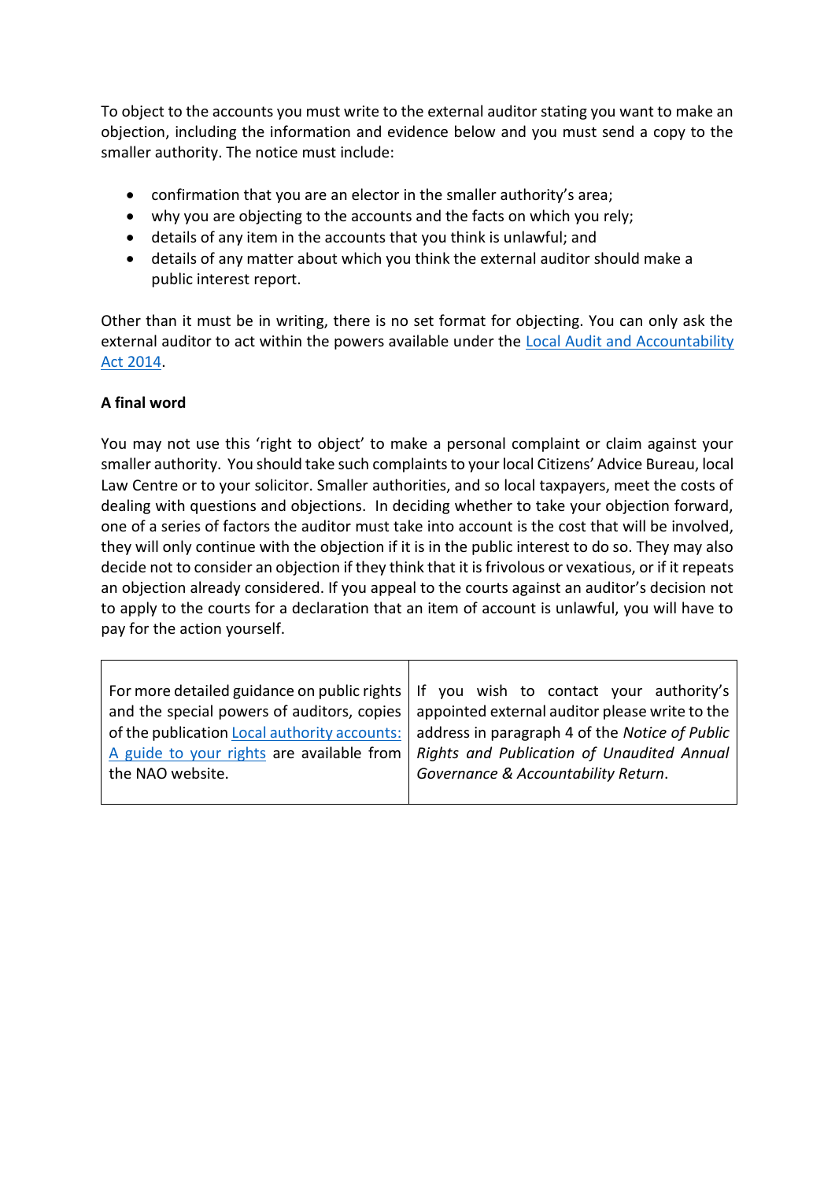To object to the accounts you must write to the external auditor stating you want to make an objection, including the information and evidence below and you must send a copy to the smaller authority. The notice must include:

- confirmation that you are an elector in the smaller authority's area;
- why you are objecting to the accounts and the facts on which you rely;
- details of any item in the accounts that you think is unlawful; and
- details of any matter about which you think the external auditor should make a public interest report.

Other than it must be in writing, there is no set format for objecting. You can only ask the external auditor to act within the powers available under the Local Audit and Accountability Act 2014.

**A final word**

You may not use this 'right to object' to make a personal complaint or claim against your smaller authority. You should take such complaints to your local Citizens' Advice Bureau, local Law Centre or to your solicitor. Smaller authorities, and so local taxpayers, meet the costs of dealing with questions and objections. In deciding whether to take your objection forward, one of a series of factors the auditor must take into account is the cost that will be involved, they will only continue with the objection if it is in the public interest to do so. They may also decide not to consider an objection if they think that it is frivolous or vexatious, or if it repeats an objection already considered. If you appeal to the courts against an auditor's decision not to apply to the courts for a declaration that an item of account is unlawful, you will have to pay for the action yourself.

| | |
|---|---|
| For more detailed guidance on public rights and the special powers of auditors, copies of the publication Local authority accounts: A guide to your rights are available from the NAO website. | If you wish to contact your authority's appointed external auditor please write to the address in paragraph 4 of the *Notice of Public Rights and Publication of Unaudited Annual Governance & Accountability Return*. |